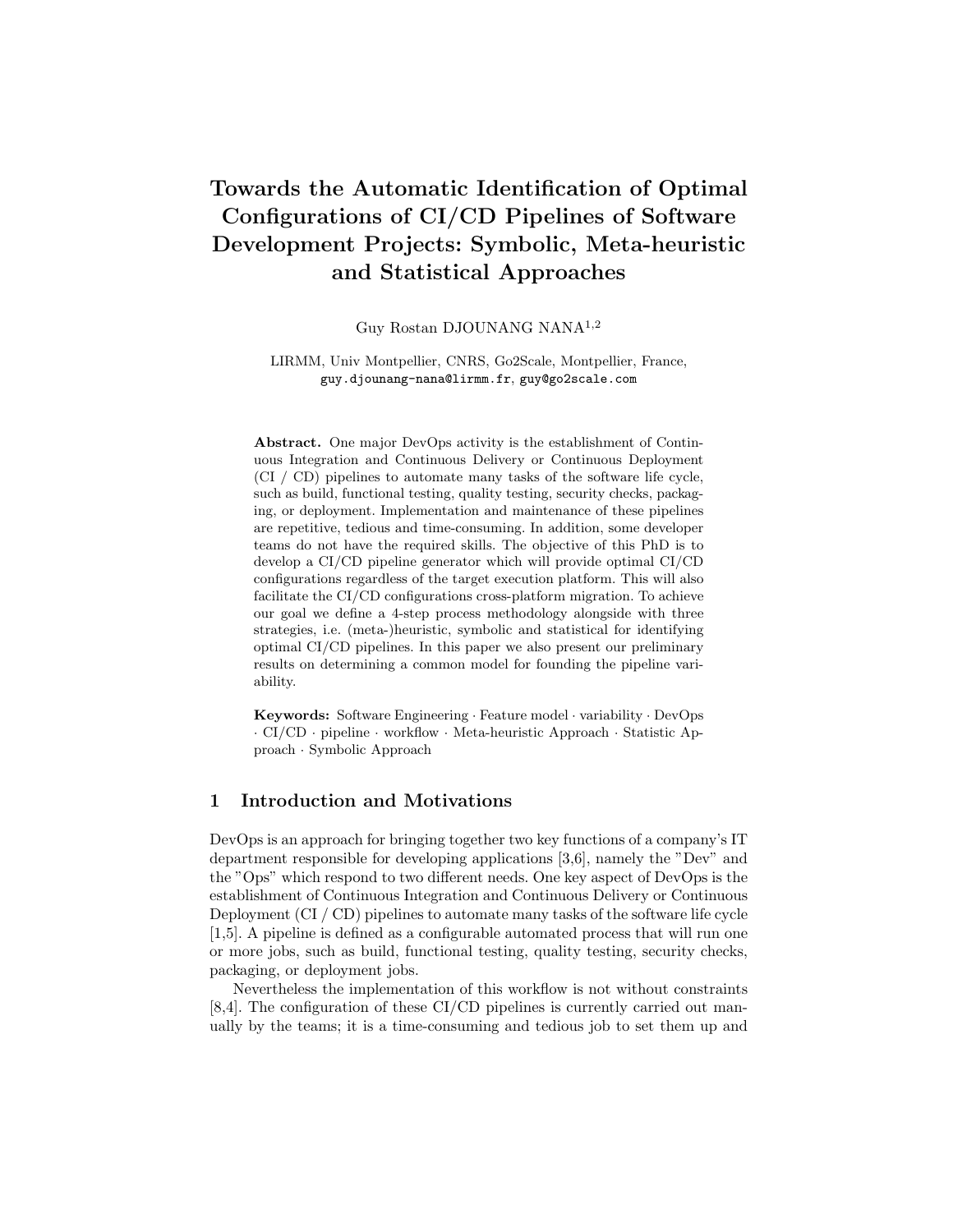# Towards the Automatic Identification of Optimal Configurations of CI/CD Pipelines of Software Development Projects: Symbolic, Meta-heuristic and Statistical Approaches

Guy Rostan DJOUNANG NANA[1,2]

LIRMM, Univ Montpellier, CNRS, Go2Scale, Montpellier, France,
guy.djounang-nana@lirmm.fr, guy@go2scale.com

**Abstract.** One major DevOps activity is the establishment of Continuous Integration and Continuous Delivery or Continuous Deployment (CI / CD) pipelines to automate many tasks of the software life cycle, such as build, functional testing, quality testing, security checks, packaging, or deployment. Implementation and maintenance of these pipelines are repetitive, tedious and time-consuming. In addition, some developer teams do not have the required skills. The objective of this PhD is to develop a CI/CD pipeline generator which will provide optimal CI/CD configurations regardless of the target execution platform. This will also facilitate the CI/CD configurations cross-platform migration. To achieve our goal we define a 4-step process methodology alongside with three strategies, i.e. (meta-)heuristic, symbolic and statistical for identifying optimal CI/CD pipelines. In this paper we also present our preliminary results on determining a common model for founding the pipeline variability.

**Keywords:** Software Engineering · Feature model · variability · DevOps · CI/CD · pipeline · workflow · Meta-heuristic Approach · Statistic Approach · Symbolic Approach

## 1 Introduction and Motivations

DevOps is an approach for bringing together two key functions of a company's IT department responsible for developing applications [3,6], namely the "Dev" and the "Ops" which respond to two different needs. One key aspect of DevOps is the establishment of Continuous Integration and Continuous Delivery or Continuous Deployment (CI / CD) pipelines to automate many tasks of the software life cycle [1,5]. A pipeline is defined as a configurable automated process that will run one or more jobs, such as build, functional testing, quality testing, security checks, packaging, or deployment jobs.

Nevertheless the implementation of this workflow is not without constraints [8,4]. The configuration of these CI/CD pipelines is currently carried out manually by the teams; it is a time-consuming and tedious job to set them up and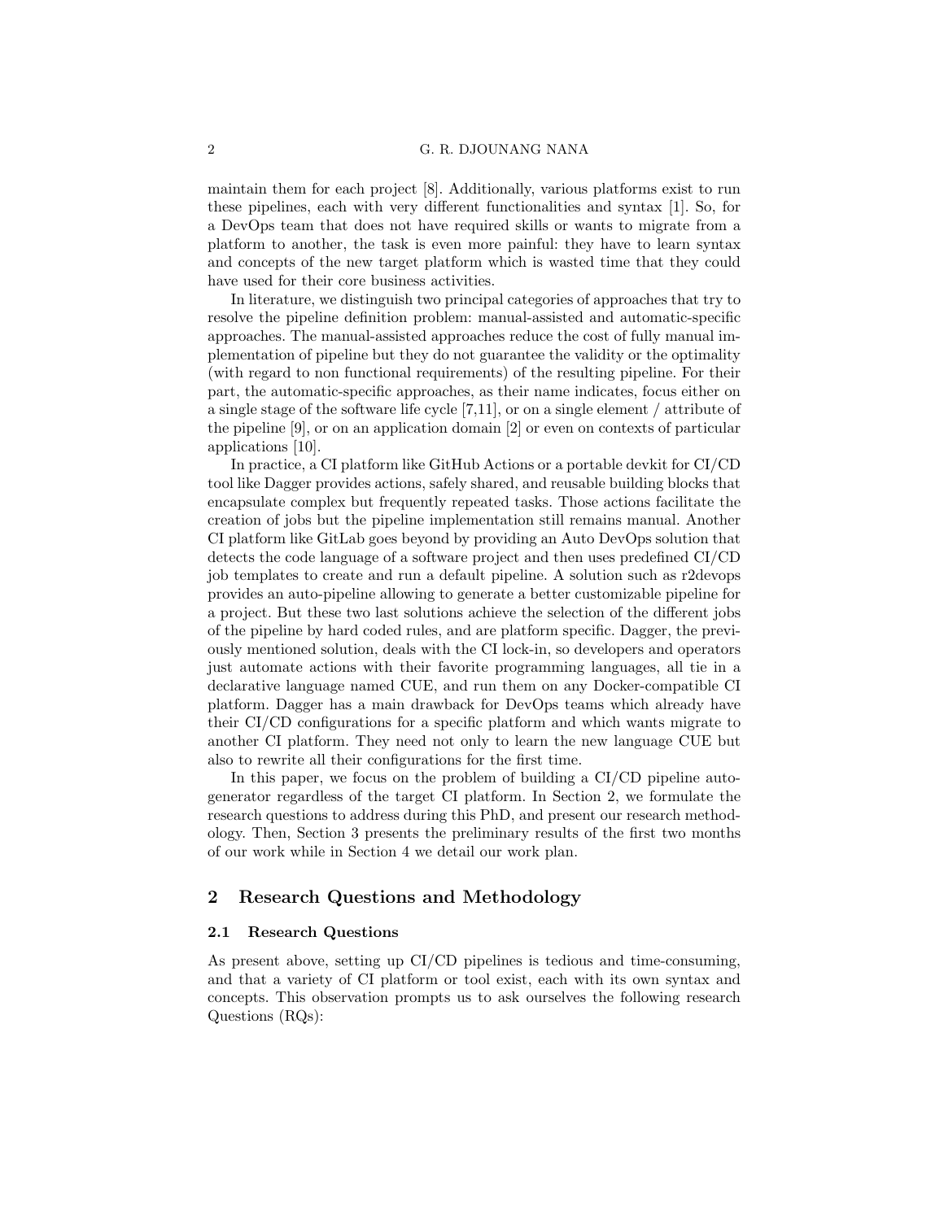maintain them for each project [8]. Additionally, various platforms exist to run these pipelines, each with very different functionalities and syntax [1]. So, for a DevOps team that does not have required skills or wants to migrate from a platform to another, the task is even more painful: they have to learn syntax and concepts of the new target platform which is wasted time that they could have used for their core business activities.

In literature, we distinguish two principal categories of approaches that try to resolve the pipeline definition problem: manual-assisted and automatic-specific approaches. The manual-assisted approaches reduce the cost of fully manual implementation of pipeline but they do not guarantee the validity or the optimality (with regard to non functional requirements) of the resulting pipeline. For their part, the automatic-specific approaches, as their name indicates, focus either on a single stage of the software life cycle [7,11], or on a single element / attribute of the pipeline [9], or on an application domain [2] or even on contexts of particular applications [10].

In practice, a CI platform like GitHub Actions or a portable devkit for CI/CD tool like Dagger provides actions, safely shared, and reusable building blocks that encapsulate complex but frequently repeated tasks. Those actions facilitate the creation of jobs but the pipeline implementation still remains manual. Another CI platform like GitLab goes beyond by providing an Auto DevOps solution that detects the code language of a software project and then uses predefined CI/CD job templates to create and run a default pipeline. A solution such as r2devops provides an auto-pipeline allowing to generate a better customizable pipeline for a project. But these two last solutions achieve the selection of the different jobs of the pipeline by hard coded rules, and are platform specific. Dagger, the previously mentioned solution, deals with the CI lock-in, so developers and operators just automate actions with their favorite programming languages, all tie in a declarative language named CUE, and run them on any Docker-compatible CI platform. Dagger has a main drawback for DevOps teams which already have their CI/CD configurations for a specific platform and which wants migrate to another CI platform. They need not only to learn the new language CUE but also to rewrite all their configurations for the first time.

In this paper, we focus on the problem of building a CI/CD pipeline autogenerator regardless of the target CI platform. In Section 2, we formulate the research questions to address during this PhD, and present our research methodology. Then, Section 3 presents the preliminary results of the first two months of our work while in Section 4 we detail our work plan.

## 2 Research Questions and Methodology

### 2.1 Research Questions

As present above, setting up CI/CD pipelines is tedious and time-consuming, and that a variety of CI platform or tool exist, each with its own syntax and concepts. This observation prompts us to ask ourselves the following research Questions (RQs):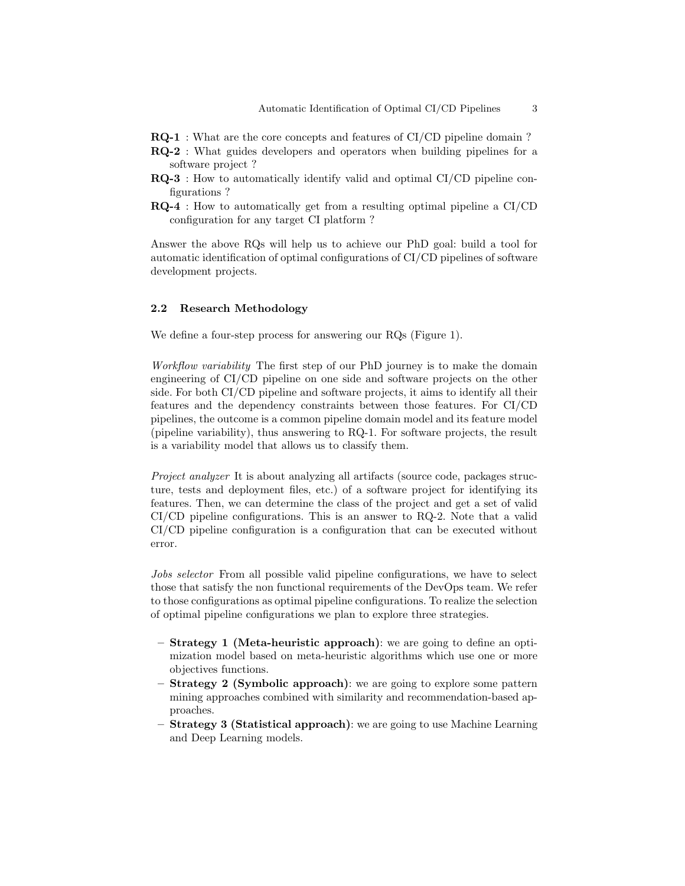**RQ-1** : What are the core concepts and features of CI/CD pipeline domain ?

**RQ-2** : What guides developers and operators when building pipelines for a software project ?

**RQ-3** : How to automatically identify valid and optimal CI/CD pipeline configurations ?

**RQ-4** : How to automatically get from a resulting optimal pipeline a CI/CD configuration for any target CI platform ?

Answer the above RQs will help us to achieve our PhD goal: build a tool for automatic identification of optimal configurations of CI/CD pipelines of software development projects.

### 2.2 Research Methodology

We define a four-step process for answering our RQs (Figure 1).

*Workflow variability* The first step of our PhD journey is to make the domain engineering of CI/CD pipeline on one side and software projects on the other side. For both CI/CD pipeline and software projects, it aims to identify all their features and the dependency constraints between those features. For CI/CD pipelines, the outcome is a common pipeline domain model and its feature model (pipeline variability), thus answering to RQ-1. For software projects, the result is a variability model that allows us to classify them.

*Project analyzer* It is about analyzing all artifacts (source code, packages structure, tests and deployment files, etc.) of a software project for identifying its features. Then, we can determine the class of the project and get a set of valid CI/CD pipeline configurations. This is an answer to RQ-2. Note that a valid CI/CD pipeline configuration is a configuration that can be executed without error.

*Jobs selector* From all possible valid pipeline configurations, we have to select those that satisfy the non functional requirements of the DevOps team. We refer to those configurations as optimal pipeline configurations. To realize the selection of optimal pipeline configurations we plan to explore three strategies.

- **Strategy 1 (Meta-heuristic approach)**: we are going to define an optimization model based on meta-heuristic algorithms which use one or more objectives functions.
- **Strategy 2 (Symbolic approach)**: we are going to explore some pattern mining approaches combined with similarity and recommendation-based approaches.
- **Strategy 3 (Statistical approach)**: we are going to use Machine Learning and Deep Learning models.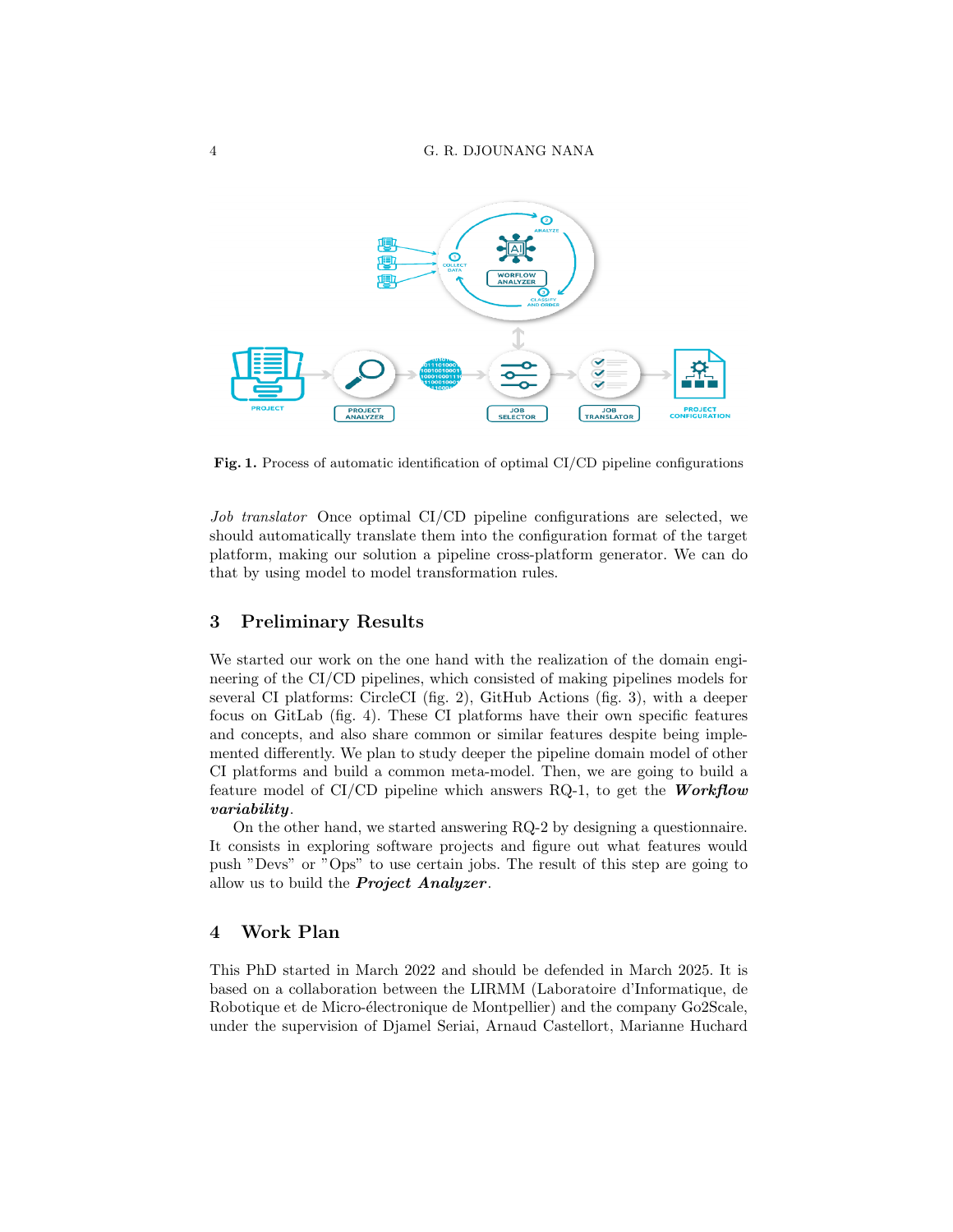Fig. 1. Process of automatic identification of optimal CI/CD pipeline configurations

*Job translator* Once optimal CI/CD pipeline configurations are selected, we should automatically translate them into the configuration format of the target platform, making our solution a pipeline cross-platform generator. We can do that by using model to model transformation rules.

## 3 Preliminary Results

We started our work on the one hand with the realization of the domain engineering of the CI/CD pipelines, which consisted of making pipelines models for several CI platforms: CircleCI (fig. 2), GitHub Actions (fig. 3), with a deeper focus on GitLab (fig. 4). These CI platforms have their own specific features and concepts, and also share common or similar features despite being implemented differently. We plan to study deeper the pipeline domain model of other CI platforms and build a common meta-model. Then, we are going to build a feature model of CI/CD pipeline which answers RQ-1, to get the ***Workflow variability***.

On the other hand, we started answering RQ-2 by designing a questionnaire. It consists in exploring software projects and figure out what features would push "Devs" or "Ops" to use certain jobs. The result of this step are going to allow us to build the ***Project Analyzer***.

## 4 Work Plan

This PhD started in March 2022 and should be defended in March 2025. It is based on a collaboration between the LIRMM (Laboratoire d'Informatique, de Robotique et de Micro-électronique de Montpellier) and the company Go2Scale, under the supervision of Djamel Seriai, Arnaud Castellort, Marianne Huchard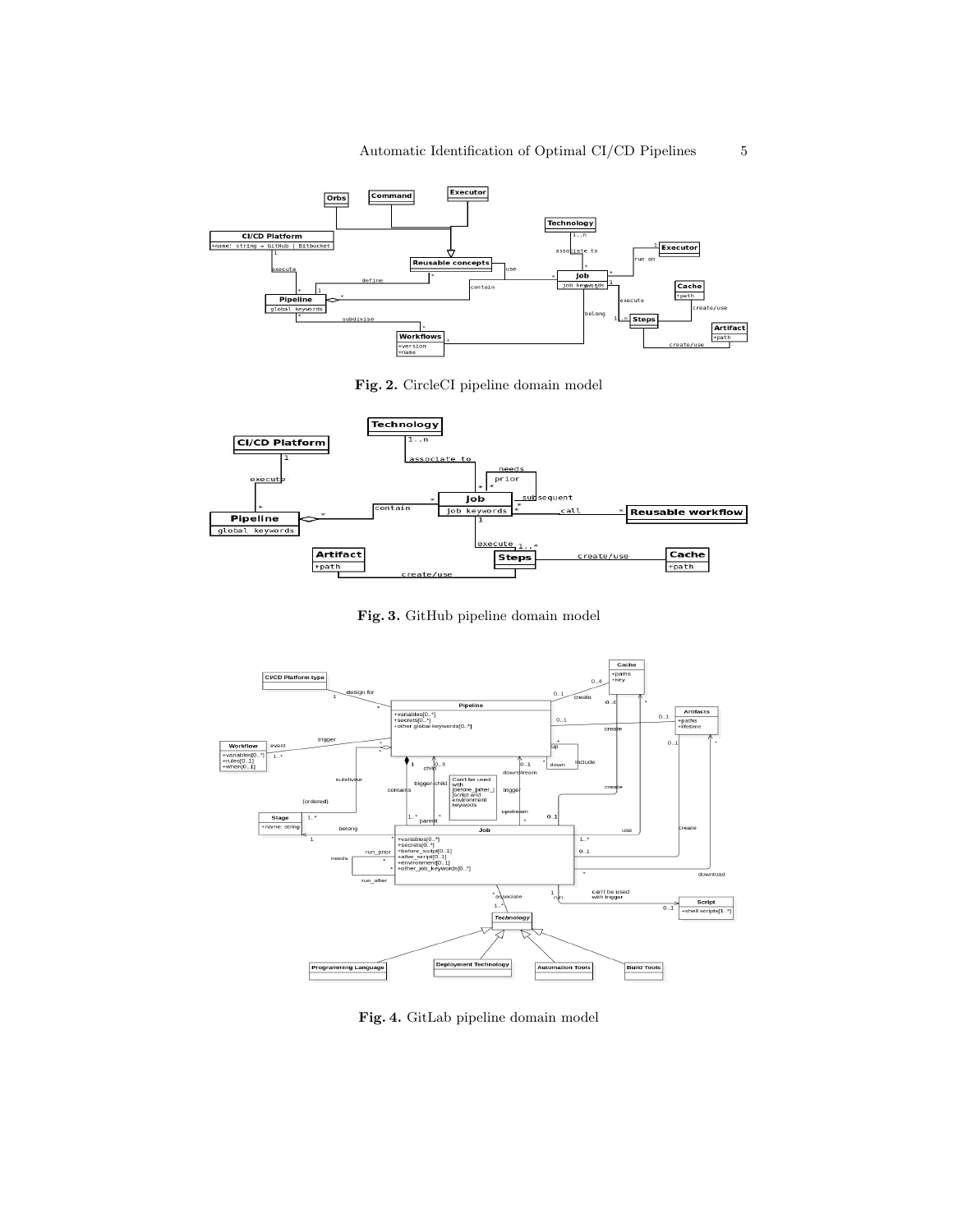**Fig. 2.** CircleCI pipeline domain model

**Fig. 3.** GitHub pipeline domain model

**Fig. 4.** GitLab pipeline domain model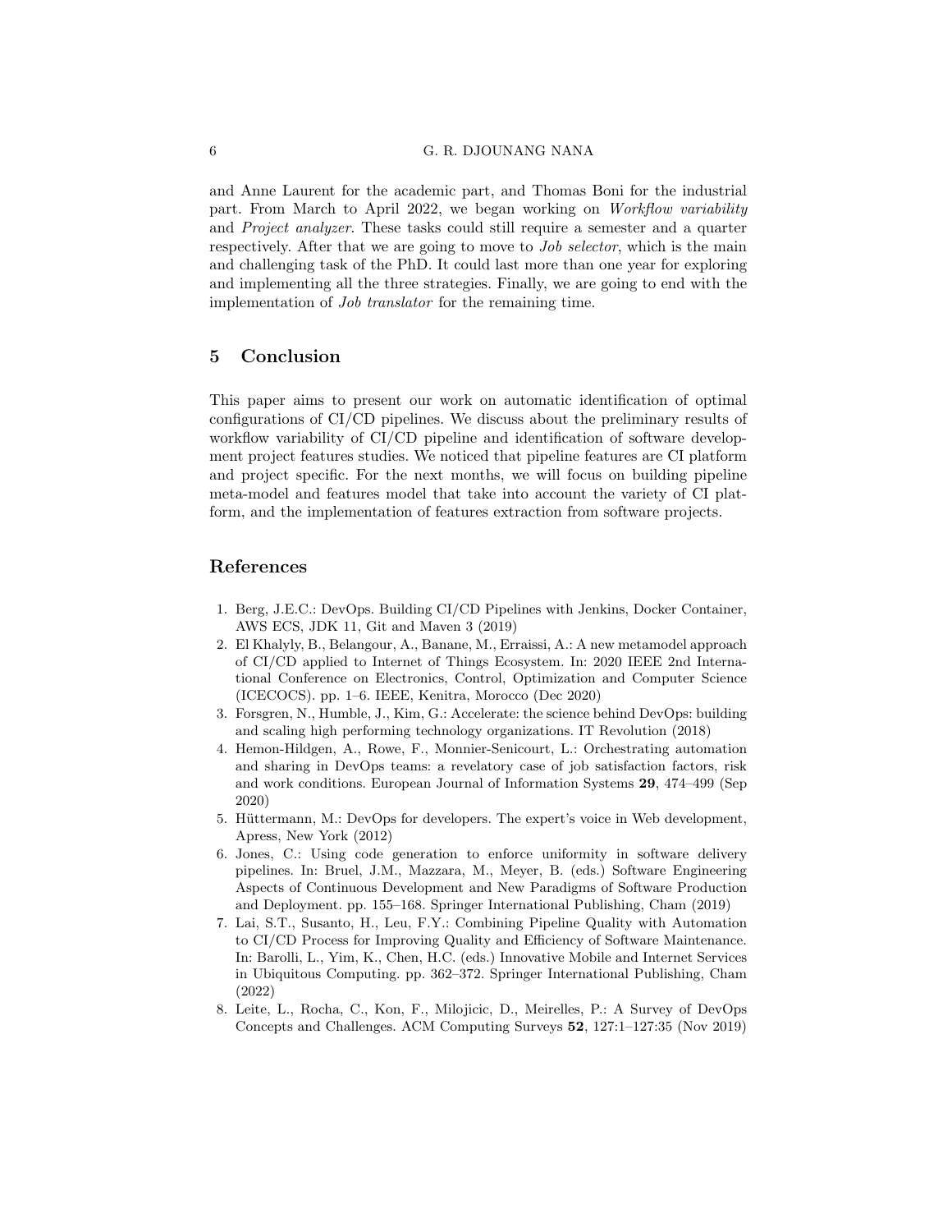and Anne Laurent for the academic part, and Thomas Boni for the industrial part. From March to April 2022, we began working on *Workflow variability* and *Project analyzer*. These tasks could still require a semester and a quarter respectively. After that we are going to move to *Job selector*, which is the main and challenging task of the PhD. It could last more than one year for exploring and implementing all the three strategies. Finally, we are going to end with the implementation of *Job translator* for the remaining time.

## 5 Conclusion

This paper aims to present our work on automatic identification of optimal configurations of CI/CD pipelines. We discuss about the preliminary results of workflow variability of CI/CD pipeline and identification of software development project features studies. We noticed that pipeline features are CI platform and project specific. For the next months, we will focus on building pipeline meta-model and features model that take into account the variety of CI platform, and the implementation of features extraction from software projects.

## References

1. Berg, J.E.C.: DevOps. Building CI/CD Pipelines with Jenkins, Docker Container, AWS ECS, JDK 11, Git and Maven 3 (2019)
2. El Khalyly, B., Belangour, A., Banane, M., Erraissi, A.: A new metamodel approach of CI/CD applied to Internet of Things Ecosystem. In: 2020 IEEE 2nd International Conference on Electronics, Control, Optimization and Computer Science (ICECOCS). pp. 1–6. IEEE, Kenitra, Morocco (Dec 2020)
3. Forsgren, N., Humble, J., Kim, G.: Accelerate: the science behind DevOps: building and scaling high performing technology organizations. IT Revolution (2018)
4. Hemon-Hildgen, A., Rowe, F., Monnier-Senicourt, L.: Orchestrating automation and sharing in DevOps teams: a revelatory case of job satisfaction factors, risk and work conditions. European Journal of Information Systems **29**, 474–499 (Sep 2020)
5. Hüttermann, M.: DevOps for developers. The expert's voice in Web development, Apress, New York (2012)
6. Jones, C.: Using code generation to enforce uniformity in software delivery pipelines. In: Bruel, J.M., Mazzara, M., Meyer, B. (eds.) Software Engineering Aspects of Continuous Development and New Paradigms of Software Production and Deployment. pp. 155–168. Springer International Publishing, Cham (2019)
7. Lai, S.T., Susanto, H., Leu, F.Y.: Combining Pipeline Quality with Automation to CI/CD Process for Improving Quality and Efficiency of Software Maintenance. In: Barolli, L., Yim, K., Chen, H.C. (eds.) Innovative Mobile and Internet Services in Ubiquitous Computing. pp. 362–372. Springer International Publishing, Cham (2022)
8. Leite, L., Rocha, C., Kon, F., Milojicic, D., Meirelles, P.: A Survey of DevOps Concepts and Challenges. ACM Computing Surveys **52**, 127:1–127:35 (Nov 2019)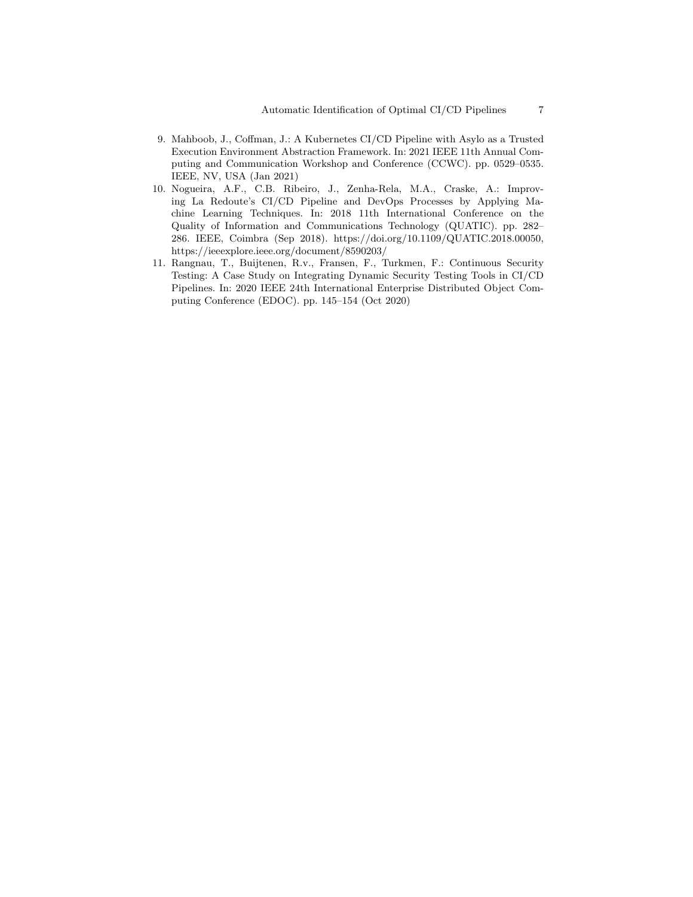9. Mahboob, J., Coffman, J.: A Kubernetes CI/CD Pipeline with Asylo as a Trusted Execution Environment Abstraction Framework. In: 2021 IEEE 11th Annual Computing and Communication Workshop and Conference (CCWC). pp. 0529–0535. IEEE, NV, USA (Jan 2021)
10. Nogueira, A.F., C.B. Ribeiro, J., Zenha-Rela, M.A., Craske, A.: Improving La Redoute's CI/CD Pipeline and DevOps Processes by Applying Machine Learning Techniques. In: 2018 11th International Conference on the Quality of Information and Communications Technology (QUATIC). pp. 282–286. IEEE, Coimbra (Sep 2018). https://doi.org/10.1109/QUATIC.2018.00050, https://ieeexplore.ieee.org/document/8590203/
11. Rangnau, T., Buijtenen, R.v., Fransen, F., Turkmen, F.: Continuous Security Testing: A Case Study on Integrating Dynamic Security Testing Tools in CI/CD Pipelines. In: 2020 IEEE 24th International Enterprise Distributed Object Computing Conference (EDOC). pp. 145–154 (Oct 2020)